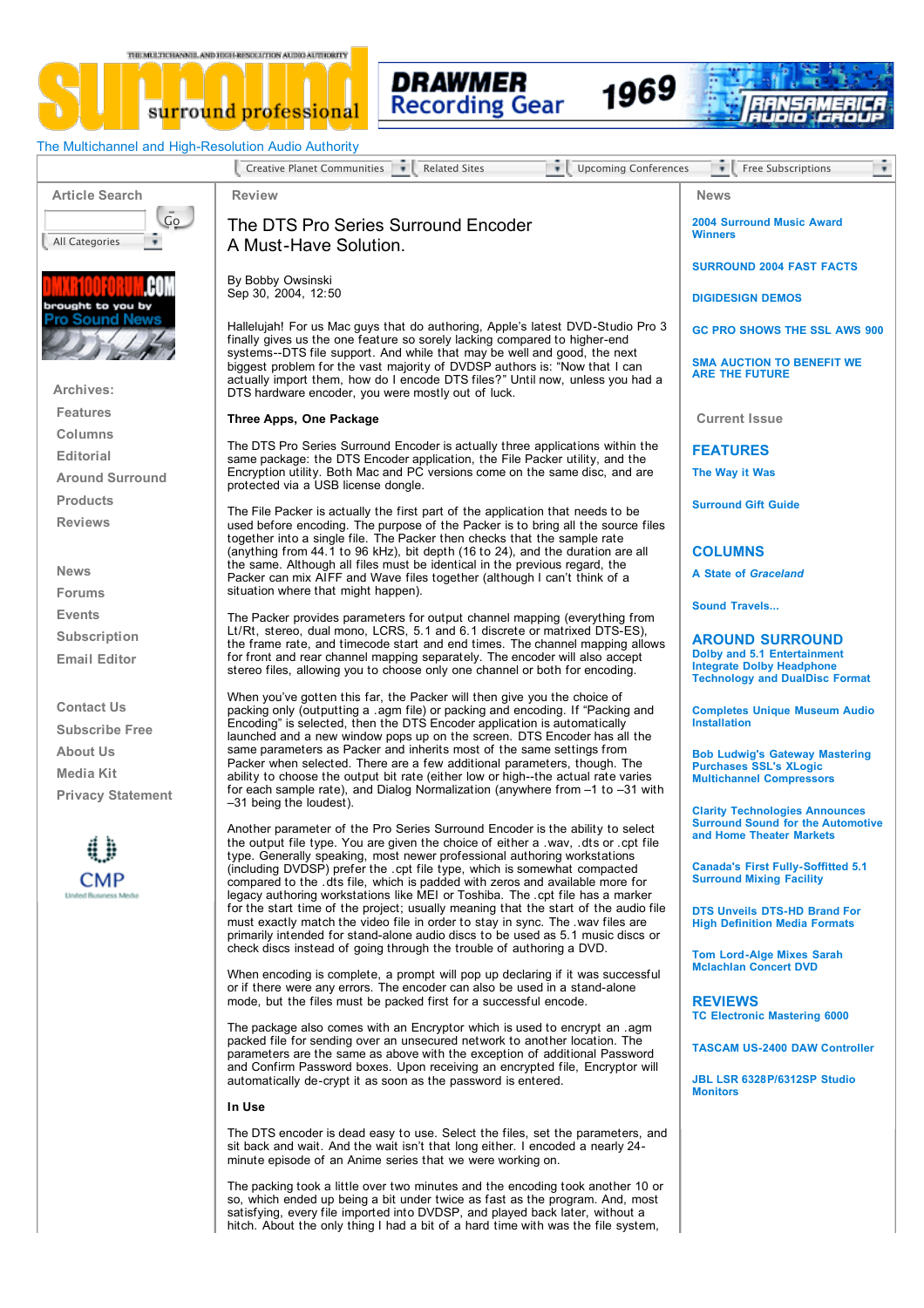# The DTS Pro Series Surround Encoder
## A Must-Have Solution.

By Bobby Owsinski
Sep 30, 2004, 12:50

Hallelujah! For us Mac guys that do authoring, Apple's latest DVD-Studio Pro 3 finally gives us the one feature so sorely lacking compared to higher-end systems--DTS file support. And while that may be well and good, the next biggest problem for the vast majority of DVDSP authors is: "Now that I can actually import them, how do I encode DTS files?" Until now, unless you had a DTS hardware encoder, you were mostly out of luck.

**Three Apps, One Package**

The DTS Pro Series Surround Encoder is actually three applications within the same package: the DTS Encoder application, the File Packer utility, and the Encryption utility. Both Mac and PC versions come on the same disc, and are protected via a USB license dongle.

The File Packer is actually the first part of the application that needs to be used before encoding. The purpose of the Packer is to bring all the source files together into a single file. The Packer then checks that the sample rate (anything from 44.1 to 96 kHz), bit depth (16 to 24), and the duration are all the same. Although all files must be identical in the previous regard, the Packer can mix AIFF and Wave files together (although I can't think of a situation where that might happen).

The Packer provides parameters for output channel mapping (everything from Lt/Rt, stereo, dual mono, LCRS, 5.1 and 6.1 discrete or matrixed DTS-ES), the frame rate, and timecode start and end times. The channel mapping allows for front and rear channel mapping separately. The encoder will also accept stereo files, allowing you to choose only one channel or both for encoding.

When you've gotten this far, the Packer will then give you the choice of packing only (outputting a .agm file) or packing and encoding. If "Packing and Encoding" is selected, then the DTS Encoder application is automatically launched and a new window pops up on the screen. DTS Encoder has all the same parameters as Packer and inherits most of the same settings from Packer when selected. There are a few additional parameters, though. The ability to choose the output bit rate (either low or high--the actual rate varies for each sample rate), and Dialog Normalization (anywhere from –1 to –31 with –31 being the loudest).

Another parameter of the Pro Series Surround Encoder is the ability to select the output file type. You are given the choice of either a .wav, .dts or .cpt file type. Generally speaking, most newer professional authoring workstations (including DVDSP) prefer the .cpt file type, which is somewhat compacted compared to the .dts file, which is padded with zeros and available more for legacy authoring workstations like MEI or Toshiba. The .cpt file has a marker for the start time of the project; usually meaning that the start of the audio file must exactly match the video file in order to stay in sync. The .wav files are primarily intended for stand-alone audio discs to be used as 5.1 music discs or check discs instead of going through the trouble of authoring a DVD.

When encoding is complete, a prompt will pop up declaring if it was successful or if there were any errors. The encoder can also be used in a stand-alone mode, but the files must be packed first for a successful encode.

The package also comes with an Encryptor which is used to encrypt an .agm packed file for sending over an unsecured network to another location. The parameters are the same as above with the exception of additional Password and Confirm Password boxes. Upon receiving an encrypted file, Encryptor will automatically de-crypt it as soon as the password is entered.

**In Use**

The DTS encoder is dead easy to use. Select the files, set the parameters, and sit back and wait. And the wait isn't that long either. I encoded a nearly 24-minute episode of an Anime series that we were working on.

The packing took a little over two minutes and the encoding took another 10 or so, which ended up being a bit under twice as fast as the program. And, most satisfying, every file imported into DVDSP, and played back later, without a hitch. About the only thing I had a bit of a hard time with was the file system,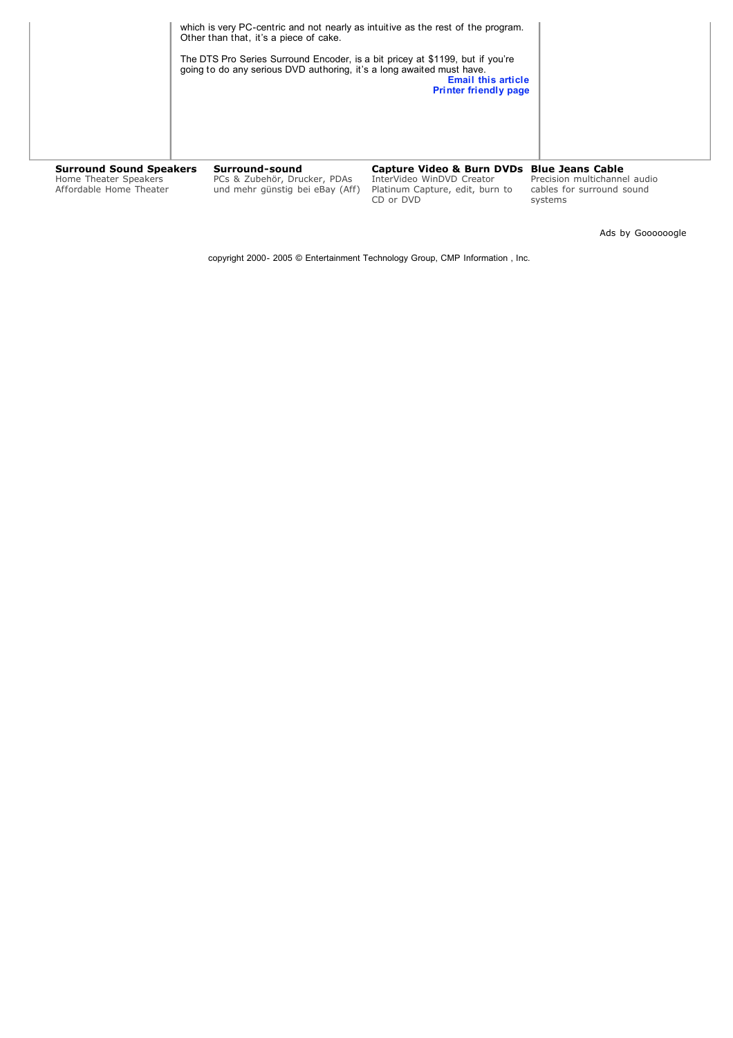which is very PC-centric and not nearly as intuitive as the rest of the program. Other than that, it's a piece of cake.

The DTS Pro Series Surround Encoder, is a bit pricey at $1199, but if you're going to do any serious DVD authoring, it's a long awaited must have.

**Email this article**
**Printer friendly page**

**Surround Sound Speakers**
Home Theater Speakers Affordable Home Theater

**Surround-sound**
PCs & Zubehör, Drucker, PDAs und mehr günstig bei eBay (Aff)

**Capture Video & Burn DVDs**
InterVideo WinDVD Creator Platinum Capture, edit, burn to CD or DVD

**Blue Jeans Cable**
Precision multichannel audio cables for surround sound systems

Ads by Goooooogle

copyright 2000- 2005 © Entertainment Technology Group, CMP Information , Inc.